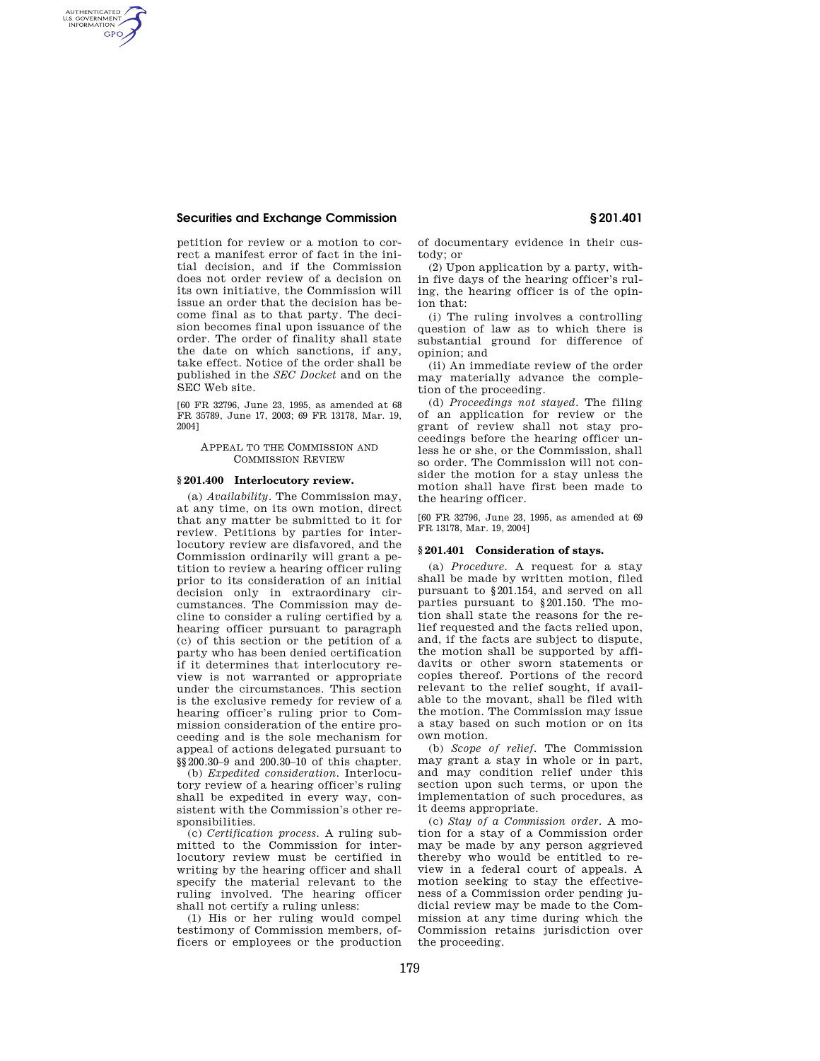petition for review or a motion to correct a manifest error of fact in the initial decision, and if the Commission does not order review of a decision on its own initiative, the Commission will issue an order that the decision has become final as to that party. The decision becomes final upon issuance of the order. The order of finality shall state the date on which sanctions, if any, take effect. Notice of the order shall be published in the *SEC Docket* and on the SEC Web site.

[60 FR 32796, June 23, 1995, as amended at 68 FR 35789, June 17, 2003; 69 FR 13178, Mar. 19, 2004]

APPEAL TO THE COMMISSION AND COMMISSION REVIEW

### § 201.400 Interlocutory review.

(a) *Availability.* The Commission may, at any time, on its own motion, direct that any matter be submitted to it for review. Petitions by parties for interlocutory review are disfavored, and the Commission ordinarily will grant a petition to review a hearing officer ruling prior to its consideration of an initial decision only in extraordinary circumstances. The Commission may decline to consider a ruling certified by a hearing officer pursuant to paragraph (c) of this section or the petition of a party who has been denied certification if it determines that interlocutory review is not warranted or appropriate under the circumstances. This section is the exclusive remedy for review of a hearing officer's ruling prior to Commission consideration of the entire proceeding and is the sole mechanism for appeal of actions delegated pursuant to §§ 200.30–9 and 200.30–10 of this chapter.

(b) *Expedited consideration.* Interlocutory review of a hearing officer's ruling shall be expedited in every way, consistent with the Commission's other responsibilities.

(c) *Certification process.* A ruling submitted to the Commission for interlocutory review must be certified in writing by the hearing officer and shall specify the material relevant to the ruling involved. The hearing officer shall not certify a ruling unless:

(1) His or her ruling would compel testimony of Commission members, officers or employees or the production of documentary evidence in their custody; or

(2) Upon application by a party, within five days of the hearing officer's ruling, the hearing officer is of the opinion that:

(i) The ruling involves a controlling question of law as to which there is substantial ground for difference of opinion; and

(ii) An immediate review of the order may materially advance the completion of the proceeding.

(d) *Proceedings not stayed.* The filing of an application for review or the grant of review shall not stay proceedings before the hearing officer unless he or she, or the Commission, shall so order. The Commission will not consider the motion for a stay unless the motion shall have first been made to the hearing officer.

[60 FR 32796, June 23, 1995, as amended at 69 FR 13178, Mar. 19, 2004]

### § 201.401 Consideration of stays.

(a) *Procedure.* A request for a stay shall be made by written motion, filed pursuant to § 201.154, and served on all parties pursuant to § 201.150. The motion shall state the reasons for the relief requested and the facts relied upon, and, if the facts are subject to dispute, the motion shall be supported by affidavits or other sworn statements or copies thereof. Portions of the record relevant to the relief sought, if available to the movant, shall be filed with the motion. The Commission may issue a stay based on such motion or on its own motion.

(b) *Scope of relief.* The Commission may grant a stay in whole or in part, and may condition relief under this section upon such terms, or upon the implementation of such procedures, as it deems appropriate.

(c) *Stay of a Commission order.* A motion for a stay of a Commission order may be made by any person aggrieved thereby who would be entitled to review in a federal court of appeals. A motion seeking to stay the effectiveness of a Commission order pending judicial review may be made to the Commission at any time during which the Commission retains jurisdiction over the proceeding.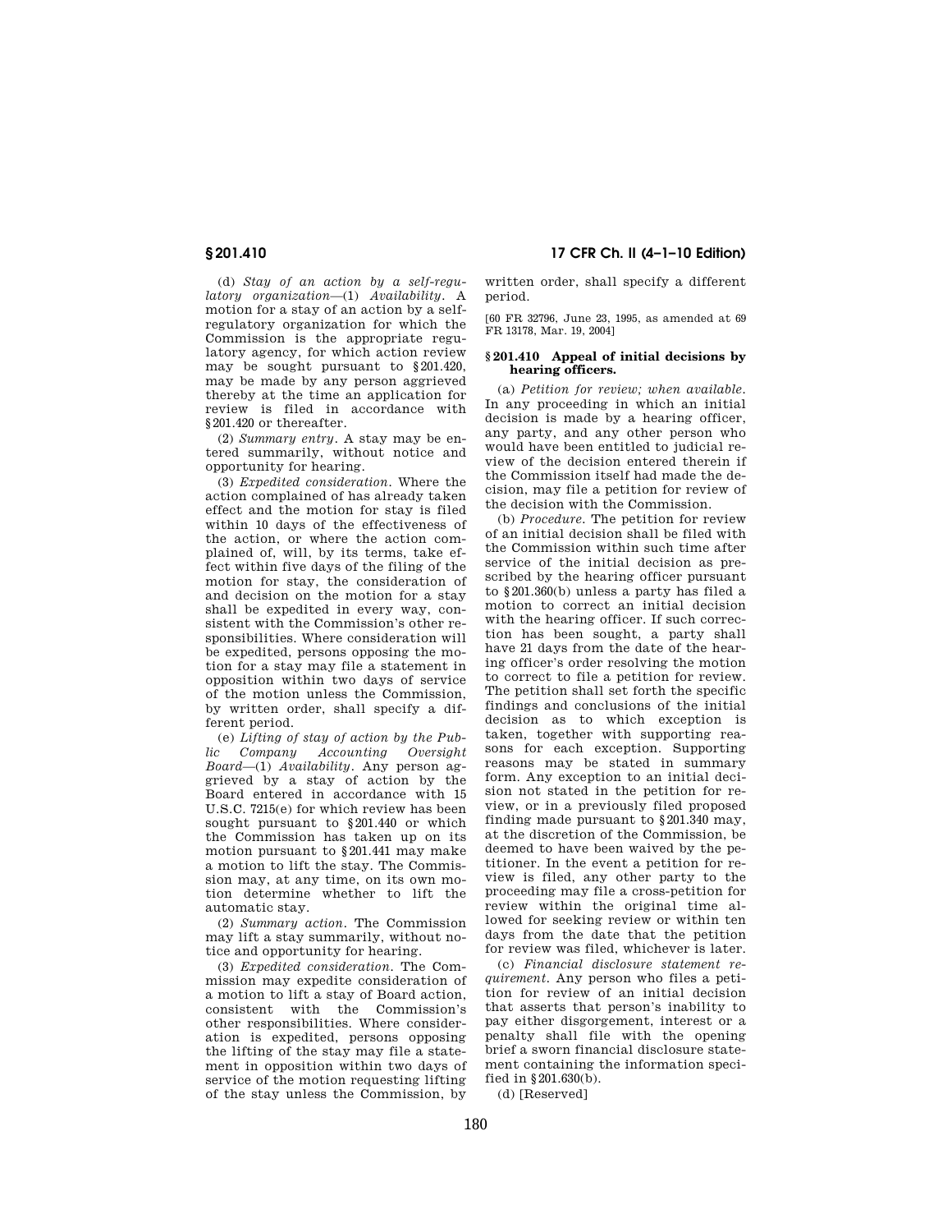(d) *Stay of an action by a self-regulatory organization*—(1) *Availability*. A motion for a stay of an action by a self-regulatory organization for which the Commission is the appropriate regulatory agency, for which action review may be sought pursuant to §201.420, may be made by any person aggrieved thereby at the time an application for review is filed in accordance with §201.420 or thereafter.

(2) *Summary entry*. A stay may be entered summarily, without notice and opportunity for hearing.

(3) *Expedited consideration*. Where the action complained of has already taken effect and the motion for stay is filed within 10 days of the effectiveness of the action, or where the action complained of, will, by its terms, take effect within five days of the filing of the motion for stay, the consideration of and decision on the motion for a stay shall be expedited in every way, consistent with the Commission's other responsibilities. Where consideration will be expedited, persons opposing the motion for a stay may file a statement in opposition within two days of service of the motion unless the Commission, by written order, shall specify a different period.

(e) *Lifting of stay of action by the Public Company Accounting Oversight Board*—(1) *Availability*. Any person aggrieved by a stay of action by the Board entered in accordance with 15 U.S.C. 7215(e) for which review has been sought pursuant to §201.440 or which the Commission has taken up on its motion pursuant to §201.441 may make a motion to lift the stay. The Commission may, at any time, on its own motion determine whether to lift the automatic stay.

(2) *Summary action*. The Commission may lift a stay summarily, without notice and opportunity for hearing.

(3) *Expedited consideration*. The Commission may expedite consideration of a motion to lift a stay of Board action, consistent with the Commission's other responsibilities. Where consideration is expedited, persons opposing the lifting of the stay may file a statement in opposition within two days of service of the motion requesting lifting of the stay unless the Commission, by written order, shall specify a different period.

[60 FR 32796, June 23, 1995, as amended at 69 FR 13178, Mar. 19, 2004]

## §201.410 Appeal of initial decisions by hearing officers.

(a) *Petition for review; when available*. In any proceeding in which an initial decision is made by a hearing officer, any party, and any other person who would have been entitled to judicial review of the decision entered therein if the Commission itself had made the decision, may file a petition for review of the decision with the Commission.

(b) *Procedure*. The petition for review of an initial decision shall be filed with the Commission within such time after service of the initial decision as prescribed by the hearing officer pursuant to §201.360(b) unless a party has filed a motion to correct an initial decision with the hearing officer. If such correction has been sought, a party shall have 21 days from the date of the hearing officer's order resolving the motion to correct to file a petition for review. The petition shall set forth the specific findings and conclusions of the initial decision as to which exception is taken, together with supporting reasons for each exception. Supporting reasons may be stated in summary form. Any exception to an initial decision not stated in the petition for review, or in a previously filed proposed finding made pursuant to §201.340 may, at the discretion of the Commission, be deemed to have been waived by the petitioner. In the event a petition for review is filed, any other party to the proceeding may file a cross-petition for review within the original time allowed for seeking review or within ten days from the date that the petition for review was filed, whichever is later.

(c) *Financial disclosure statement requirement*. Any person who files a petition for review of an initial decision that asserts that person's inability to pay either disgorgement, interest or a penalty shall file with the opening brief a sworn financial disclosure statement containing the information specified in §201.630(b).

(d) [Reserved]